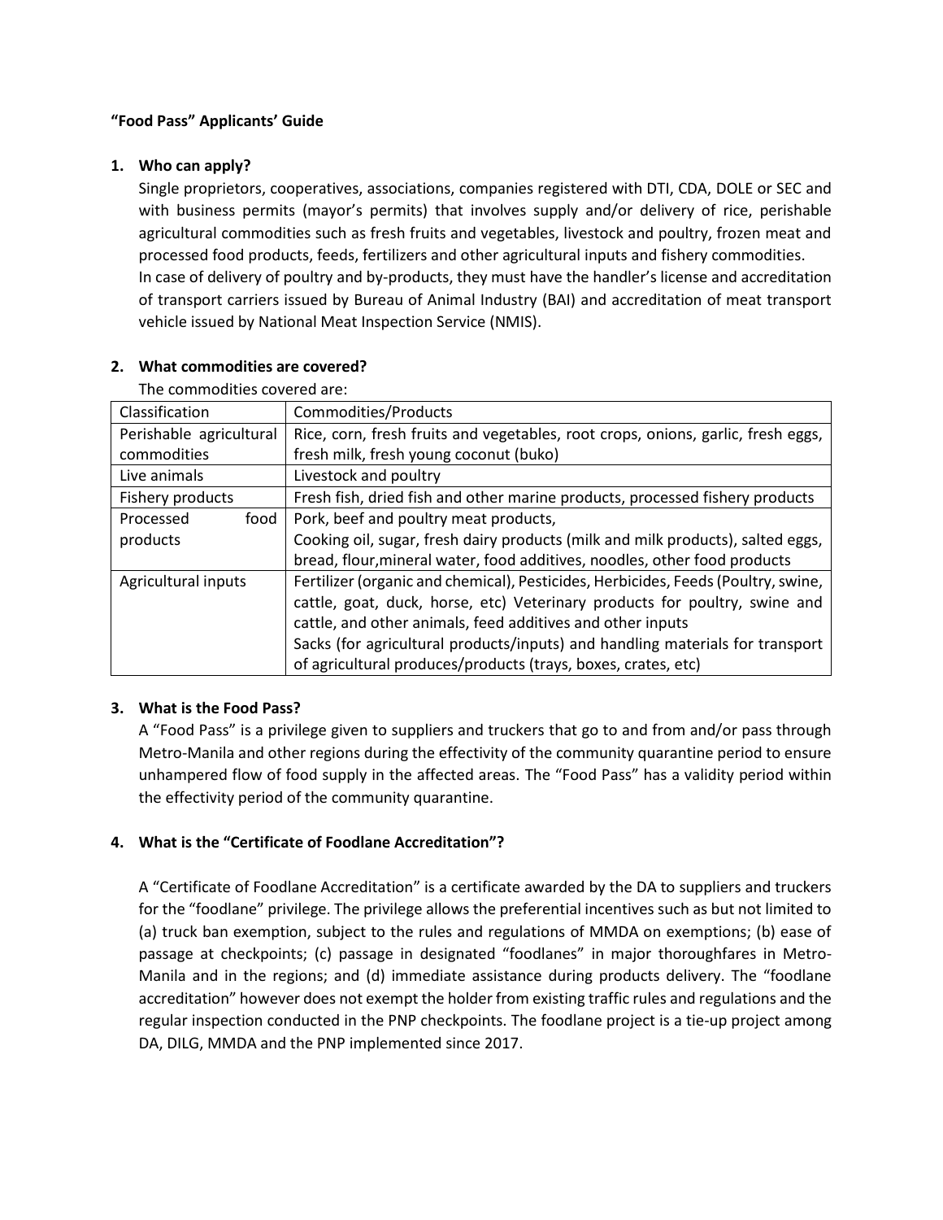**"Food Pass" Applicants' Guide**

1. **Who can apply?**

   Single proprietors, cooperatives, associations, companies registered with DTI, CDA, DOLE or SEC and with business permits (mayor's permits) that involves supply and/or delivery of rice, perishable agricultural commodities such as fresh fruits and vegetables, livestock and poultry, frozen meat and processed food products, feeds, fertilizers and other agricultural inputs and fishery commodities.

   In case of delivery of poultry and by-products, they must have the handler's license and accreditation of transport carriers issued by Bureau of Animal Industry (BAI) and accreditation of meat transport vehicle issued by National Meat Inspection Service (NMIS).

2. **What commodities are covered?**

   The commodities covered are:

| Classification | Commodities/Products |
|---|---|
| Perishable agricultural commodities | Rice, corn, fresh fruits and vegetables, root crops, onions, garlic, fresh eggs, fresh milk, fresh young coconut (buko) |
| Live animals | Livestock and poultry |
| Fishery products | Fresh fish, dried fish and other marine products, processed fishery products |
| Processed food products | Pork, beef and poultry meat products,<br>Cooking oil, sugar, fresh dairy products (milk and milk products), salted eggs, bread, flour,mineral water, food additives, noodles, other food products |
| Agricultural inputs | Fertilizer (organic and chemical), Pesticides, Herbicides, Feeds (Poultry, swine, cattle, goat, duck, horse, etc) Veterinary products for poultry, swine and cattle, and other animals, feed additives and other inputs<br>Sacks (for agricultural products/inputs) and handling materials for transport of agricultural produces/products (trays, boxes, crates, etc) |

3. **What is the Food Pass?**

   A "Food Pass" is a privilege given to suppliers and truckers that go to and from and/or pass through Metro-Manila and other regions during the effectivity of the community quarantine period to ensure unhampered flow of food supply in the affected areas. The "Food Pass" has a validity period within the effectivity period of the community quarantine.

4. **What is the "Certificate of Foodlane Accreditation"?**

   A "Certificate of Foodlane Accreditation" is a certificate awarded by the DA to suppliers and truckers for the "foodlane" privilege. The privilege allows the preferential incentives such as but not limited to (a) truck ban exemption, subject to the rules and regulations of MMDA on exemptions; (b) ease of passage at checkpoints; (c) passage in designated "foodlanes" in major thoroughfares in Metro-Manila and in the regions; and (d) immediate assistance during products delivery. The "foodlane accreditation" however does not exempt the holder from existing traffic rules and regulations and the regular inspection conducted in the PNP checkpoints. The foodlane project is a tie-up project among DA, DILG, MMDA and the PNP implemented since 2017.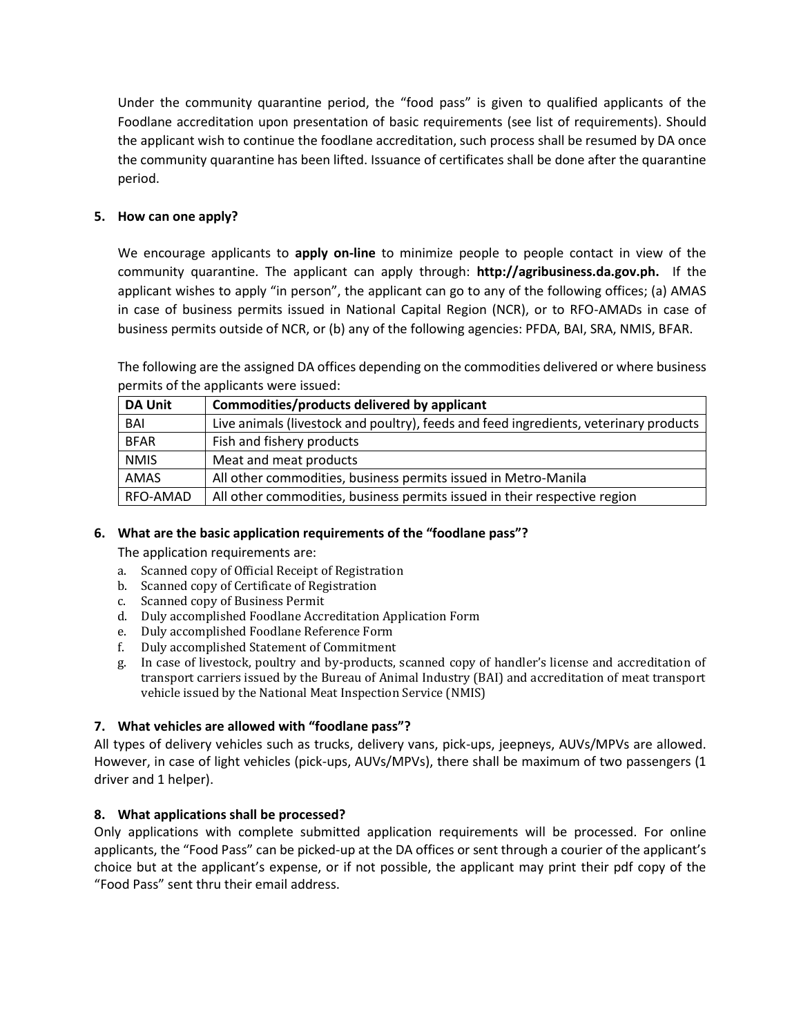Under the community quarantine period, the "food pass" is given to qualified applicants of the Foodlane accreditation upon presentation of basic requirements (see list of requirements). Should the applicant wish to continue the foodlane accreditation, such process shall be resumed by DA once the community quarantine has been lifted. Issuance of certificates shall be done after the quarantine period.

**5. How can one apply?**

We encourage applicants to **apply on-line** to minimize people to people contact in view of the community quarantine. The applicant can apply through: **http://agribusiness.da.gov.ph.** If the applicant wishes to apply "in person", the applicant can go to any of the following offices; (a) AMAS in case of business permits issued in National Capital Region (NCR), or to RFO-AMADs in case of business permits outside of NCR, or (b) any of the following agencies: PFDA, BAI, SRA, NMIS, BFAR.

The following are the assigned DA offices depending on the commodities delivered or where business permits of the applicants were issued:

| DA Unit | Commodities/products delivered by applicant |
|---|---|
| BAI | Live animals (livestock and poultry), feeds and feed ingredients, veterinary products |
| BFAR | Fish and fishery products |
| NMIS | Meat and meat products |
| AMAS | All other commodities, business permits issued in Metro-Manila |
| RFO-AMAD | All other commodities, business permits issued in their respective region |

**6. What are the basic application requirements of the "foodlane pass"?**

The application requirements are:

a. Scanned copy of Official Receipt of Registration
b. Scanned copy of Certificate of Registration
c. Scanned copy of Business Permit
d. Duly accomplished Foodlane Accreditation Application Form
e. Duly accomplished Foodlane Reference Form
f. Duly accomplished Statement of Commitment
g. In case of livestock, poultry and by-products, scanned copy of handler's license and accreditation of transport carriers issued by the Bureau of Animal Industry (BAI) and accreditation of meat transport vehicle issued by the National Meat Inspection Service (NMIS)

**7. What vehicles are allowed with "foodlane pass"?**

All types of delivery vehicles such as trucks, delivery vans, pick-ups, jeepneys, AUVs/MPVs are allowed. However, in case of light vehicles (pick-ups, AUVs/MPVs), there shall be maximum of two passengers (1 driver and 1 helper).

**8. What applications shall be processed?**

Only applications with complete submitted application requirements will be processed. For online applicants, the "Food Pass" can be picked-up at the DA offices or sent through a courier of the applicant's choice but at the applicant's expense, or if not possible, the applicant may print their pdf copy of the "Food Pass" sent thru their email address.